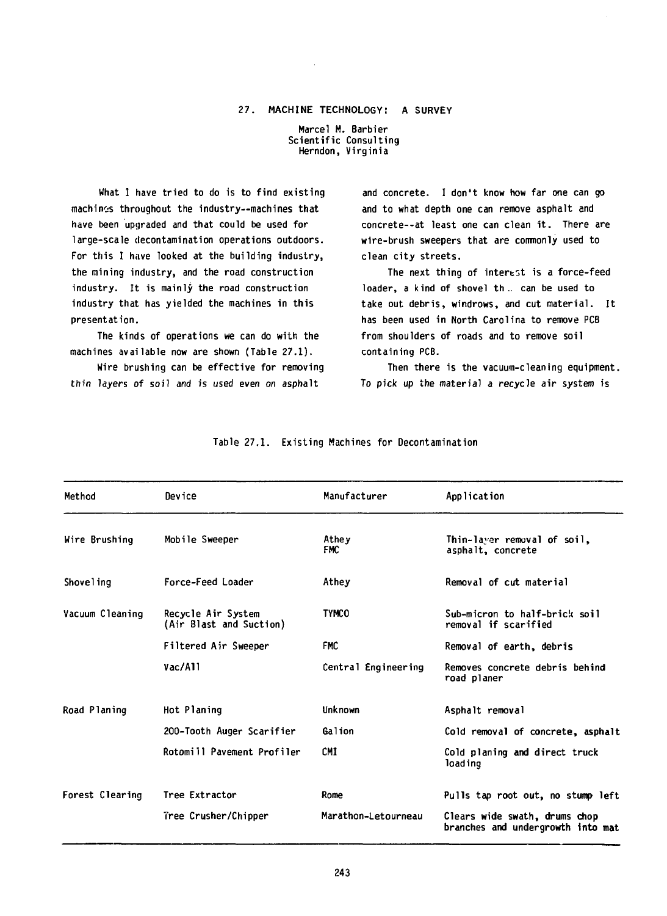# 27. MACHINE TECHNOLOGY: A SURVEY

Marcel M. Barbier
Scientific Consulting
Herndon, Virginia

What I have tried to do is to find existing machines throughout the industry--machines that have been upgraded and that could be used for large-scale decontamination operations outdoors. For this I have looked at the building industry, the mining industry, and the road construction industry. It is mainly the road construction industry that has yielded the machines in this presentation.

The kinds of operations we can do with the machines available now are shown (Table 27.1).

Wire brushing can be effective for removing thin layers of soil and is used even on asphalt and concrete. I don't know how far one can go and to what depth one can remove asphalt and concrete--at least one can clean it. There are wire-brush sweepers that are commonly used to clean city streets.

The next thing of interest is a force-feed loader, a kind of shovel th.. can be used to take out debris, windrows, and cut material. It has been used in North Carolina to remove PCB from shoulders of roads and to remove soil containing PCB.

Then there is the vacuum-cleaning equipment. To pick up the material a recycle air system is

Table 27.1. Existing Machines for Decontamination

| Method | Device | Manufacturer | Application |
|---|---|---|---|
| Wire Brushing | Mobile Sweeper | Athey<br>FMC | Thin-layer removal of soil, asphalt, concrete |
| Shoveling | Force-Feed Loader | Athey | Removal of cut material |
| Vacuum Cleaning | Recycle Air System (Air Blast and Suction) | TYMCO | Sub-micron to half-brick soil removal if scarified |
| | Filtered Air Sweeper | FMC | Removal of earth, debris |
| | Vac/All | Central Engineering | Removes concrete debris behind road planer |
| Road Planing | Hot Planing | Unknown | Asphalt removal |
| | 200-Tooth Auger Scarifier | Galion | Cold removal of concrete, asphalt |
| | Rotomill Pavement Profiler | CMI | Cold planing and direct truck loading |
| Forest Clearing | Tree Extractor | Rome | Pulls tap root out, no stump left |
| | Tree Crusher/Chipper | Marathon-Letourneau | Clears wide swath, drums chop branches and undergrowth into mat |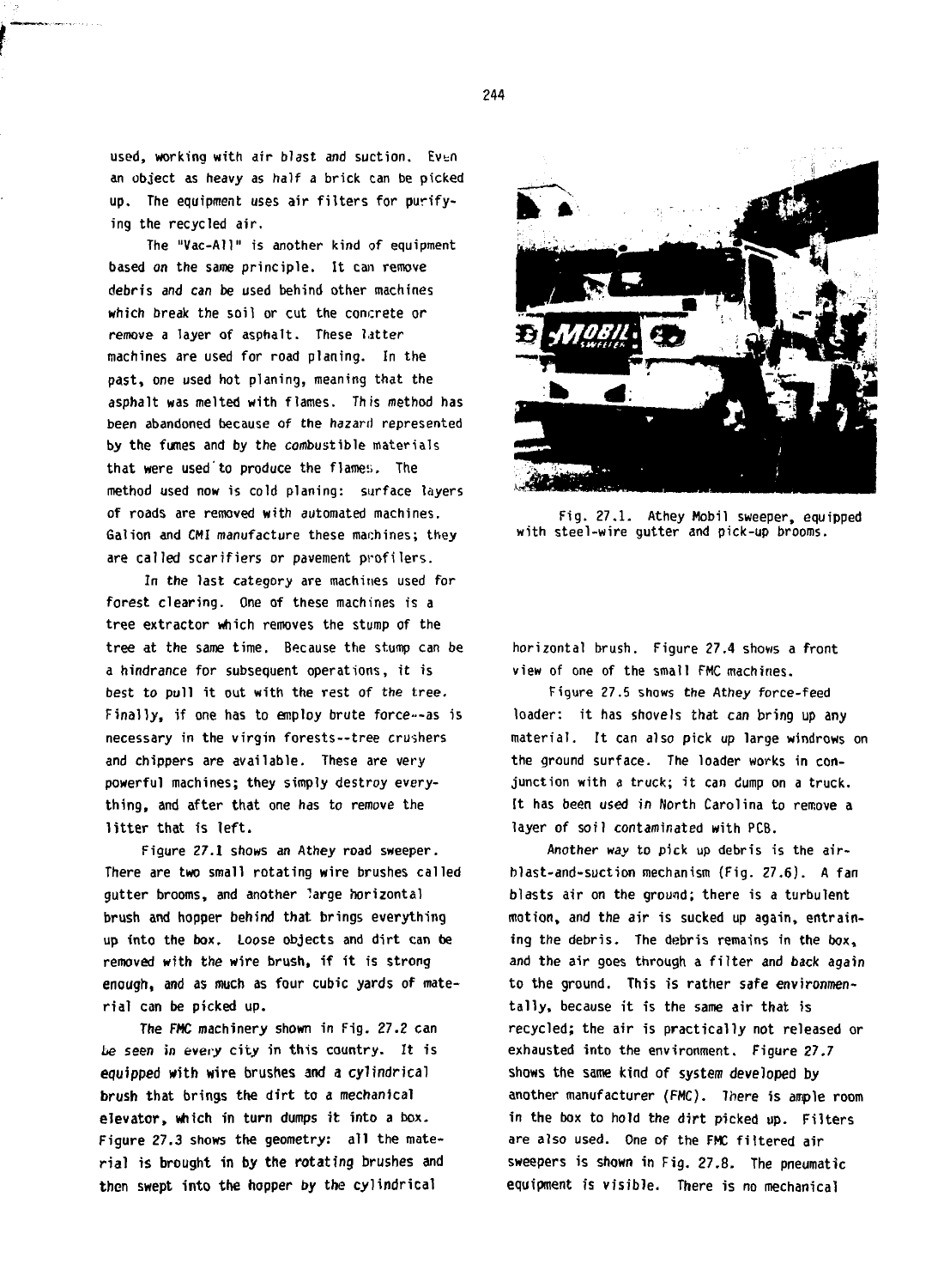used, working with air blast and suction. Even an object as heavy as half a brick can be picked up. The equipment uses air filters for purifying the recycled air.

The "Vac-All" is another kind of equipment based on the same principle. It can remove debris and can be used behind other machines which break the soil or cut the concrete or remove a layer of asphalt. These latter machines are used for road planing. In the past, one used hot planing, meaning that the asphalt was melted with flames. This method has been abandoned because of the hazard represented by the fumes and by the combustible materials that were used to produce the flames. The method used now is cold planing: surface layers of roads are removed with automated machines. Galion and CMI manufacture these machines; they are called scarifiers or pavement profilers.

In the last category are machines used for forest clearing. One of these machines is a tree extractor which removes the stump of the tree at the same time. Because the stump can be a hindrance for subsequent operations, it is best to pull it out with the rest of the tree. Finally, if one has to employ brute force--as is necessary in the virgin forests--tree crushers and chippers are available. These are very powerful machines; they simply destroy everything, and after that one has to remove the litter that is left.

Figure 27.1 shows an Athey road sweeper. There are two small rotating wire brushes called gutter brooms, and another large horizontal brush and hopper behind that brings everything up into the box. Loose objects and dirt can be removed with the wire brush, if it is strong enough, and as much as four cubic yards of material can be picked up.

The FMC machinery shown in Fig. 27.2 can be seen in every city in this country. It is equipped with wire brushes and a cylindrical brush that brings the dirt to a mechanical elevator, which in turn dumps it into a box. Figure 27.3 shows the geometry: all the material is brought in by the rotating brushes and then swept into the hopper by the cylindrical horizontal brush. Figure 27.4 shows a front view of one of the small FMC machines.

Fig. 27.1. Athey Mobil sweeper, equipped with steel-wire gutter and pick-up brooms.

Figure 27.5 shows the Athey force-feed loader: it has shovels that can bring up any material. It can also pick up large windrows on the ground surface. The loader works in conjunction with a truck; it can dump on a truck. It has been used in North Carolina to remove a layer of soil contaminated with PCB.

Another way to pick up debris is the air-blast-and-suction mechanism (Fig. 27.6). A fan blasts air on the ground; there is a turbulent motion, and the air is sucked up again, entraining the debris. The debris remains in the box, and the air goes through a filter and back again to the ground. This is rather safe environmentally, because it is the same air that is recycled; the air is practically not released or exhausted into the environment. Figure 27.7 shows the same kind of system developed by another manufacturer (FMC). There is ample room in the box to hold the dirt picked up. Filters are also used. One of the FMC filtered air sweepers is shown in Fig. 27.8. The pneumatic equipment is visible. There is no mechanical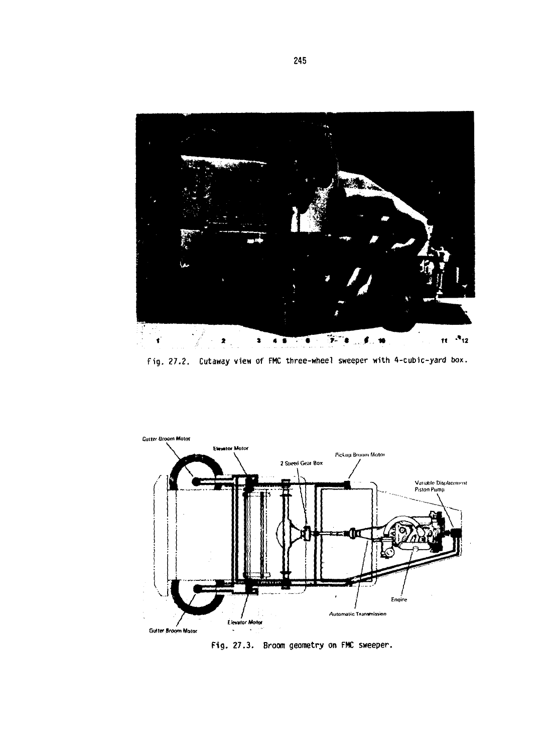Fig. 27.2. Cutaway view of FMC three-wheel sweeper with 4-cubic-yard box.

Fig. 27.3. Broom geometry on FMC sweeper.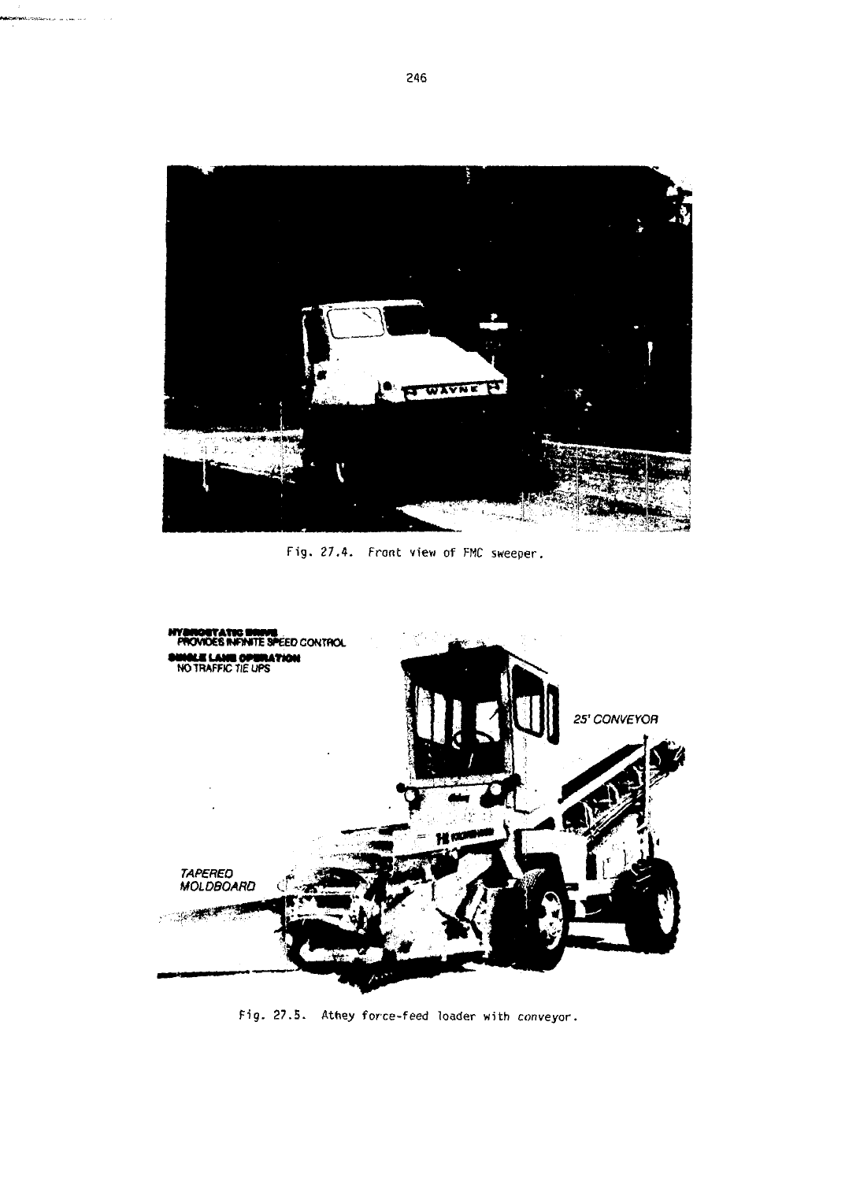Fig. 27.4. Front view of FMC sweeper.

Fig. 27.5. Athey force-feed loader with conveyor.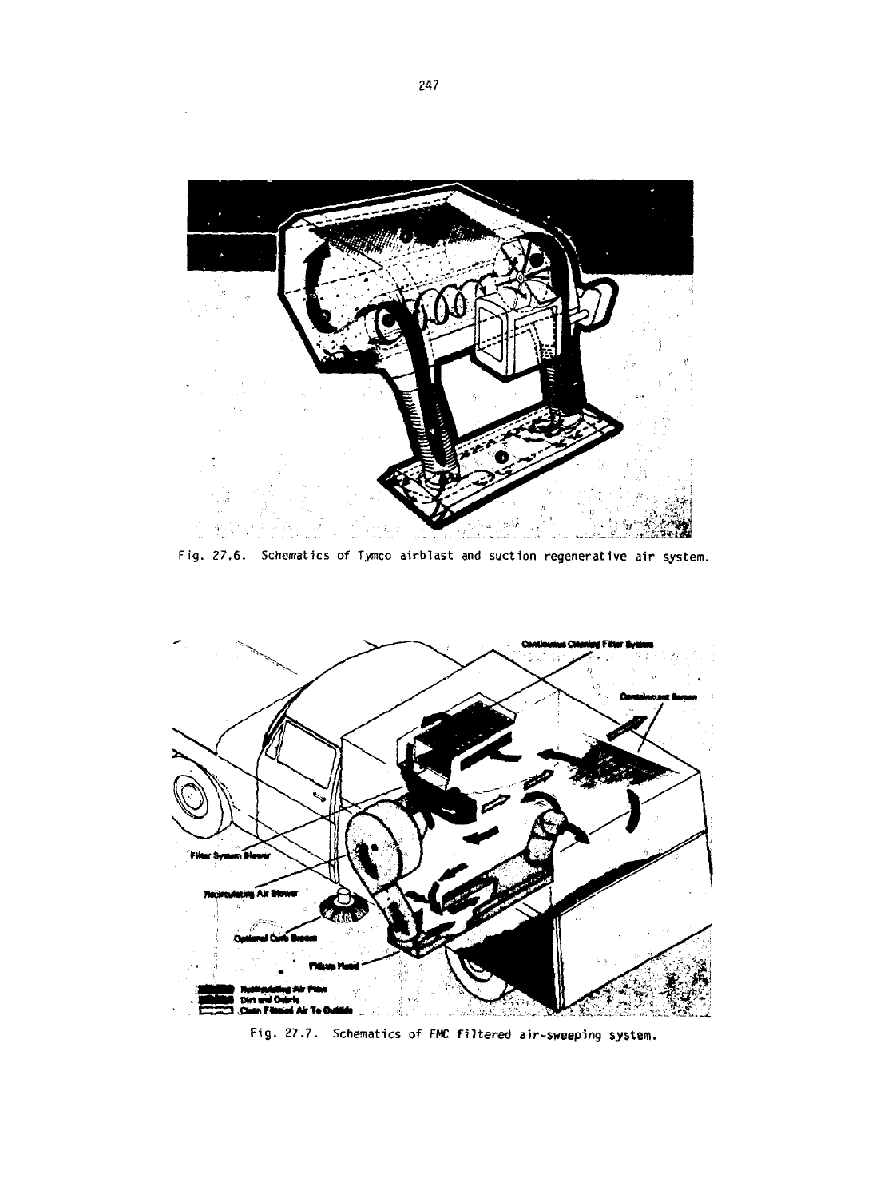Fig. 27.6. Schematics of Tymco airblast and suction regenerative air system.

Fig. 27.7. Schematics of FMC filtered air-sweeping system.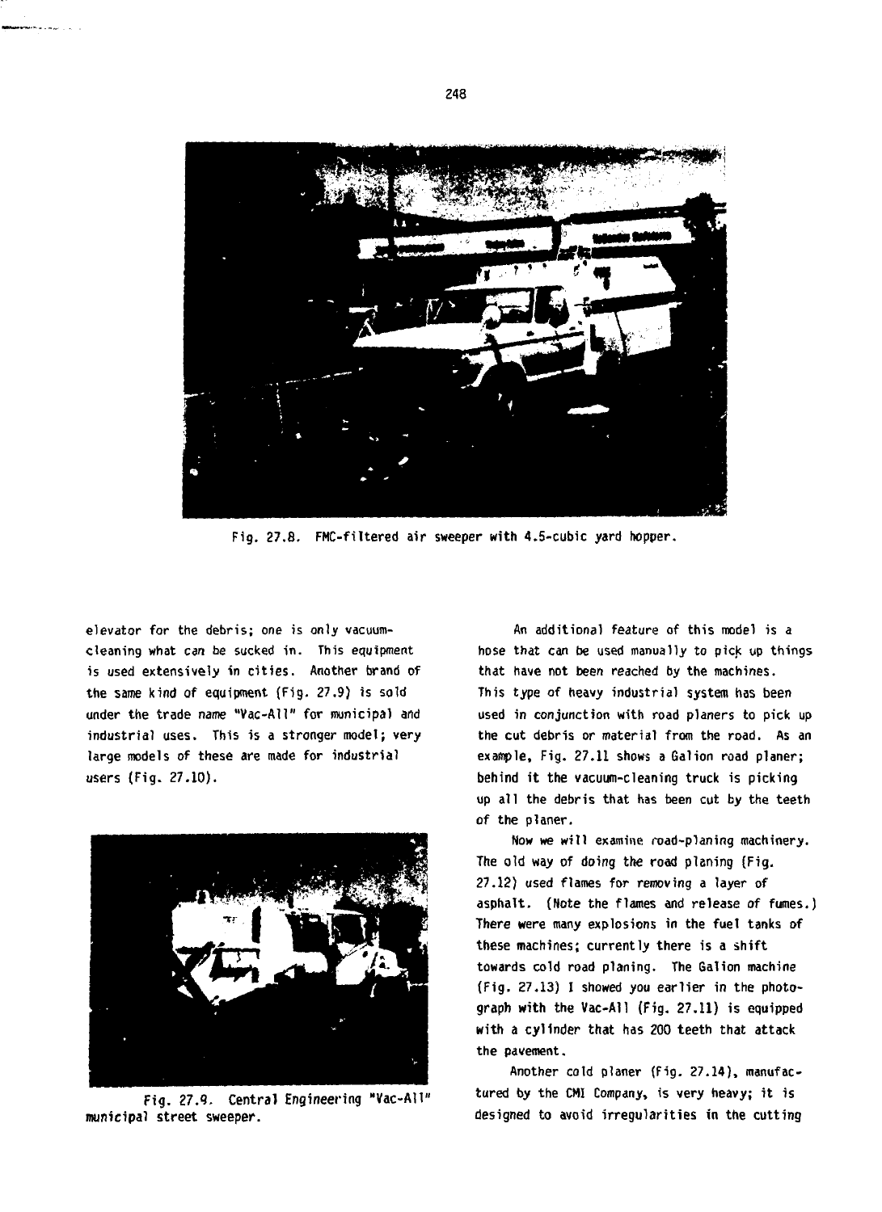Fig. 27.8. FMC-filtered air sweeper with 4.5-cubic yard hopper.

elevator for the debris; one is only vacuum-cleaning what can be sucked in. This equipment is used extensively in cities. Another brand of the same kind of equipment (Fig. 27.9) is sold under the trade name "Vac-All" for municipal and industrial uses. This is a stronger model; very large models of these are made for industrial users (Fig. 27.10).

Fig. 27.9. Central Engineering "Vac-All" municipal street sweeper.

An additional feature of this model is a hose that can be used manually to pick up things that have not been reached by the machines. This type of heavy industrial system has been used in conjunction with road planers to pick up the cut debris or material from the road. As an example, Fig. 27.11 shows a Galion road planer; behind it the vacuum-cleaning truck is picking up all the debris that has been cut by the teeth of the planer.

Now we will examine road-planing machinery. The old way of doing the road planing (Fig. 27.12) used flames for removing a layer of asphalt. (Note the flames and release of fumes.) There were many explosions in the fuel tanks of these machines; currently there is a shift towards cold road planing. The Galion machine (Fig. 27.13) I showed you earlier in the photograph with the Vac-All (Fig. 27.11) is equipped with a cylinder that has 200 teeth that attack the pavement.

Another cold planer (Fig. 27.14), manufactured by the CMI Company, is very heavy; it is designed to avoid irregularities in the cutting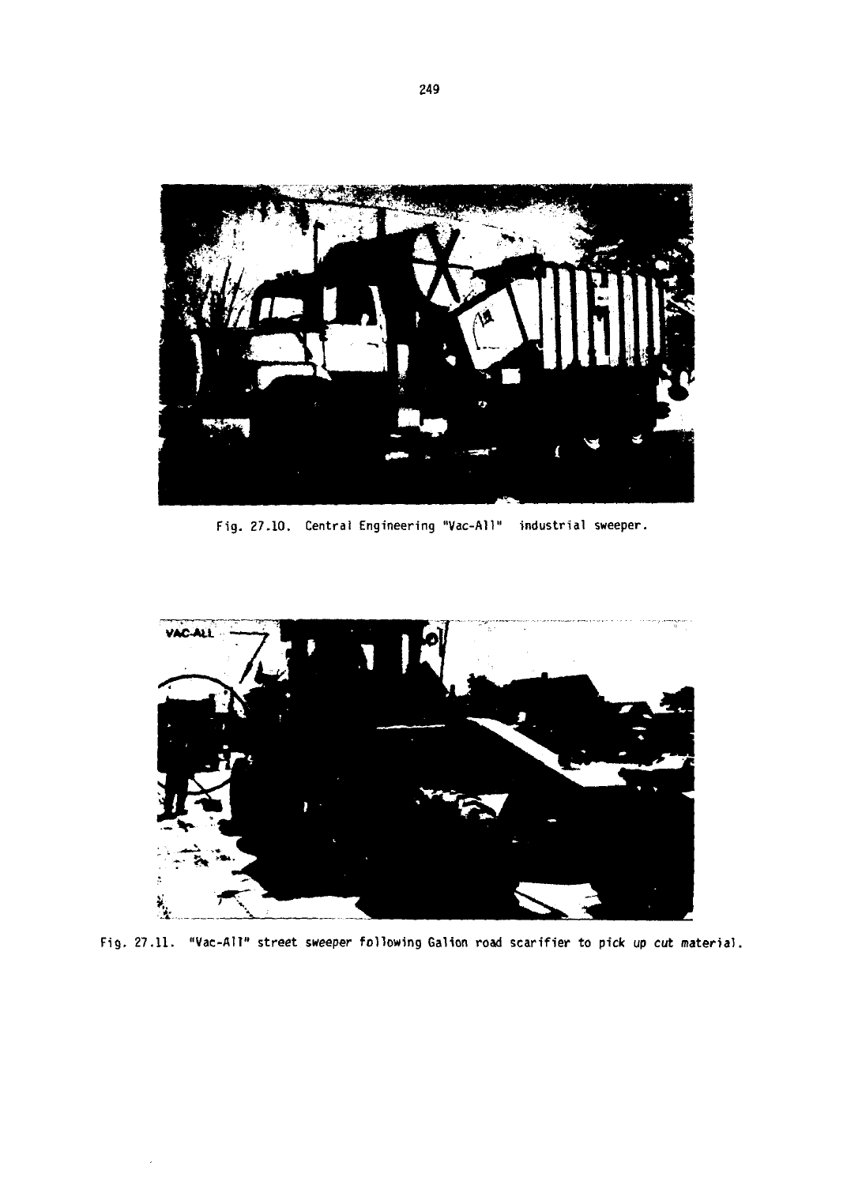Fig. 27.10. Central Engineering "Vac-All" industrial sweeper.

Fig. 27.11. "Vac-All" street sweeper following Galion road scarifier to pick up cut material.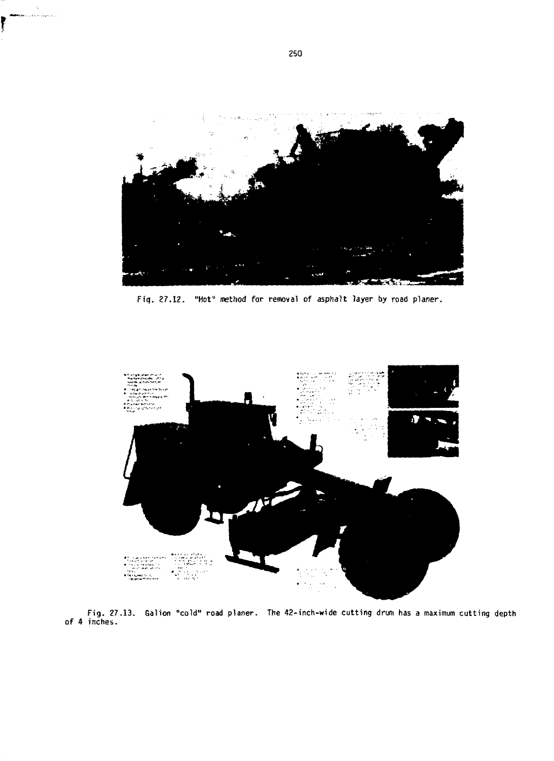Fig. 27.12. "Hot" method for removal of asphalt layer by road planer.

Fig. 27.13. Galion "cold" road planer. The 42-inch-wide cutting drum has a maximum cutting depth of 4 inches.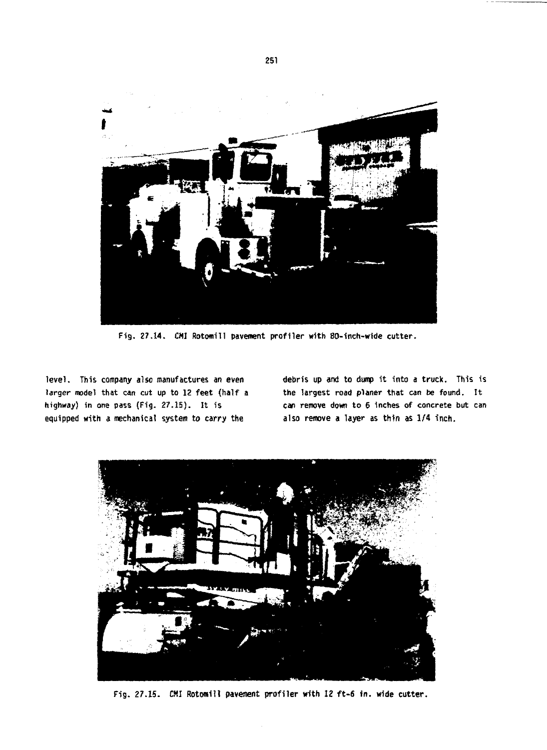Fig. 27.14. CMI Rotomill pavement profiler with 80-inch-wide cutter.

level. This company also manufactures an even larger model that can cut up to 12 feet (half a highway) in one pass (Fig. 27.15). It is equipped with a mechanical system to carry the debris up and to dump it into a truck. This is the largest road planer that can be found. It can remove down to 6 inches of concrete but can also remove a layer as thin as 1/4 inch.

Fig. 27.15. CMI Rotomill pavement profiler with 12 ft-6 in. wide cutter.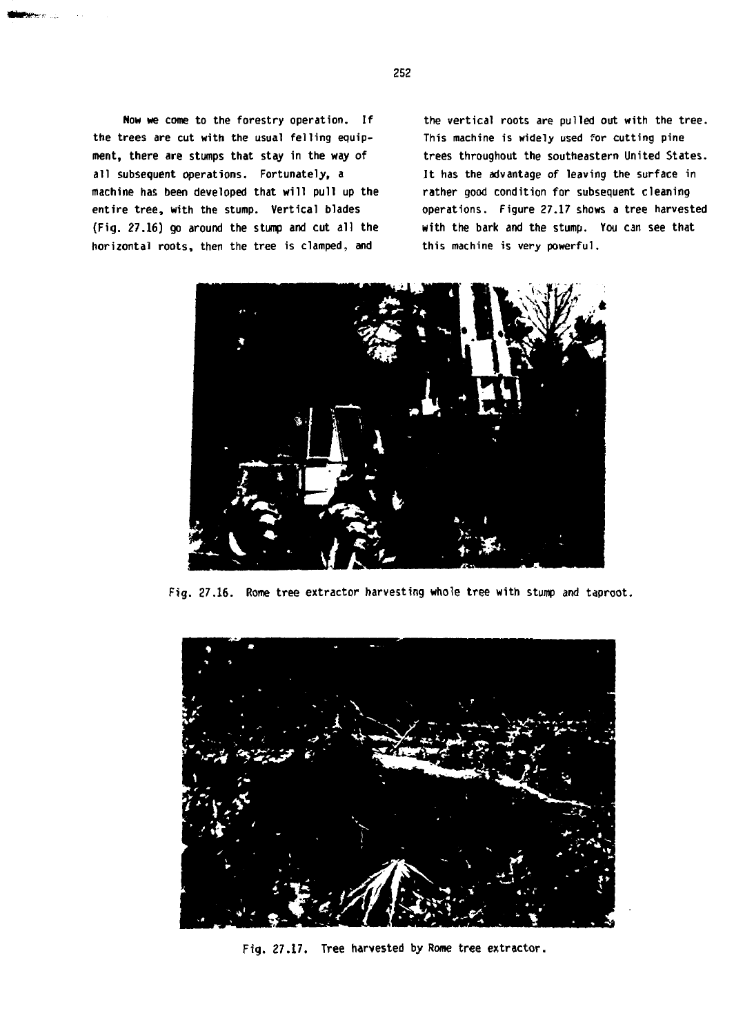Now we come to the forestry operation. If the trees are cut with the usual felling equipment, there are stumps that stay in the way of all subsequent operations. Fortunately, a machine has been developed that will pull up the entire tree, with the stump. Vertical blades (Fig. 27.16) go around the stump and cut all the horizontal roots, then the tree is clamped, and the vertical roots are pulled out with the tree. This machine is widely used for cutting pine trees throughout the southeastern United States. It has the advantage of leaving the surface in rather good condition for subsequent cleaning operations. Figure 27.17 shows a tree harvested with the bark and the stump. You can see that this machine is very powerful.

Fig. 27.16. Rome tree extractor harvesting whole tree with stump and taproot.

Fig. 27.17. Tree harvested by Rome tree extractor.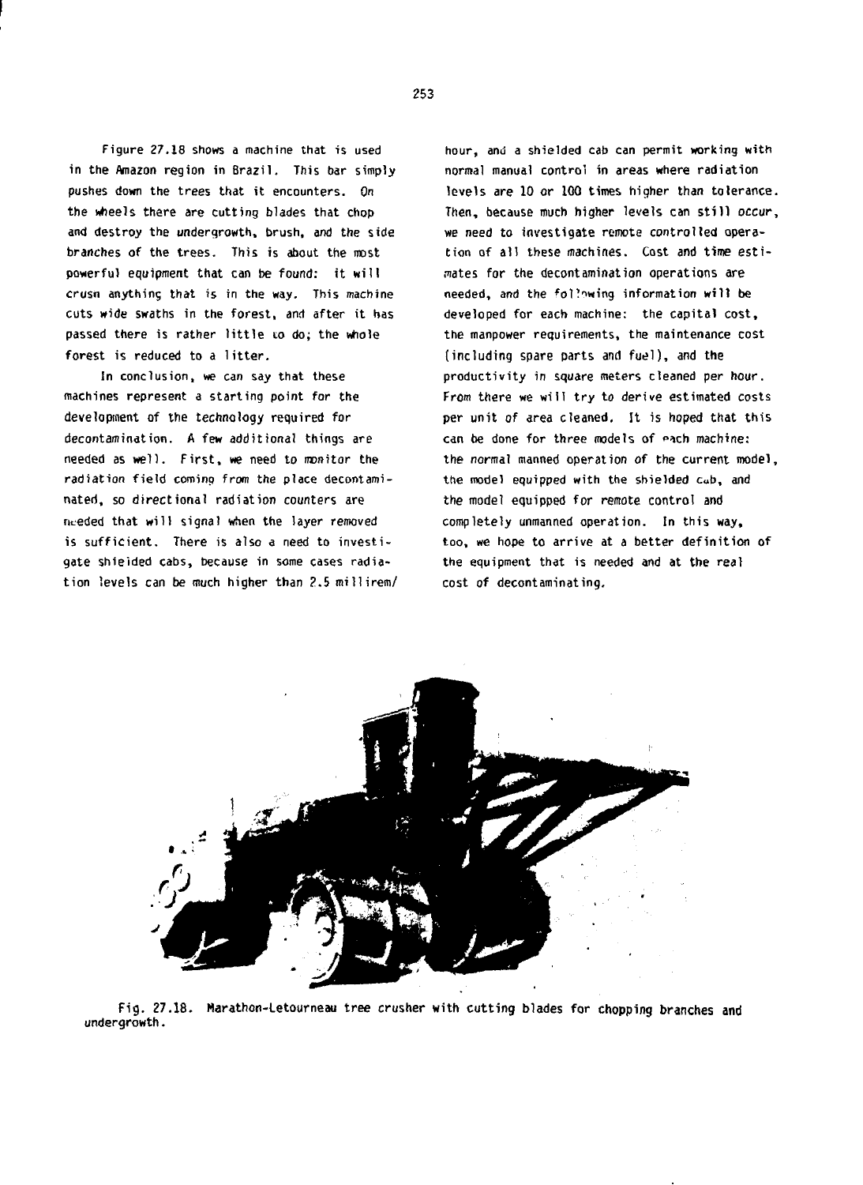Figure 27.18 shows a machine that is used in the Amazon region in Brazil. This bar simply pushes down the trees that it encounters. On the wheels there are cutting blades that chop and destroy the undergrowth, brush, and the side branches of the trees. This is about the most powerful equipment that can be found: it will crush anything that is in the way. This machine cuts wide swaths in the forest, and after it has passed there is rather little to do; the whole forest is reduced to a litter.

In conclusion, we can say that these machines represent a starting point for the development of the technology required for decontamination. A few additional things are needed as well. First, we need to monitor the radiation field coming from the place decontaminated, so directional radiation counters are needed that will signal when the layer removed is sufficient. There is also a need to investigate shielded cabs, because in some cases radiation levels can be much higher than 2.5 millirem/hour, and a shielded cab can permit working with normal manual control in areas where radiation levels are 10 or 100 times higher than tolerance. Then, because much higher levels can still occur, we need to investigate remote controlled operation of all these machines. Cost and time estimates for the decontamination operations are needed, and the following information will be developed for each machine: the capital cost, the manpower requirements, the maintenance cost (including spare parts and fuel), and the productivity in square meters cleaned per hour. From there we will try to derive estimated costs per unit of area cleaned. It is hoped that this can be done for three models of each machine: the normal manned operation of the current model, the model equipped with the shielded cab, and the model equipped for remote control and completely unmanned operation. In this way, too, we hope to arrive at a better definition of the equipment that is needed and at the real cost of decontaminating.

Fig. 27.18. Marathon-Letourneau tree crusher with cutting blades for chopping branches and undergrowth.